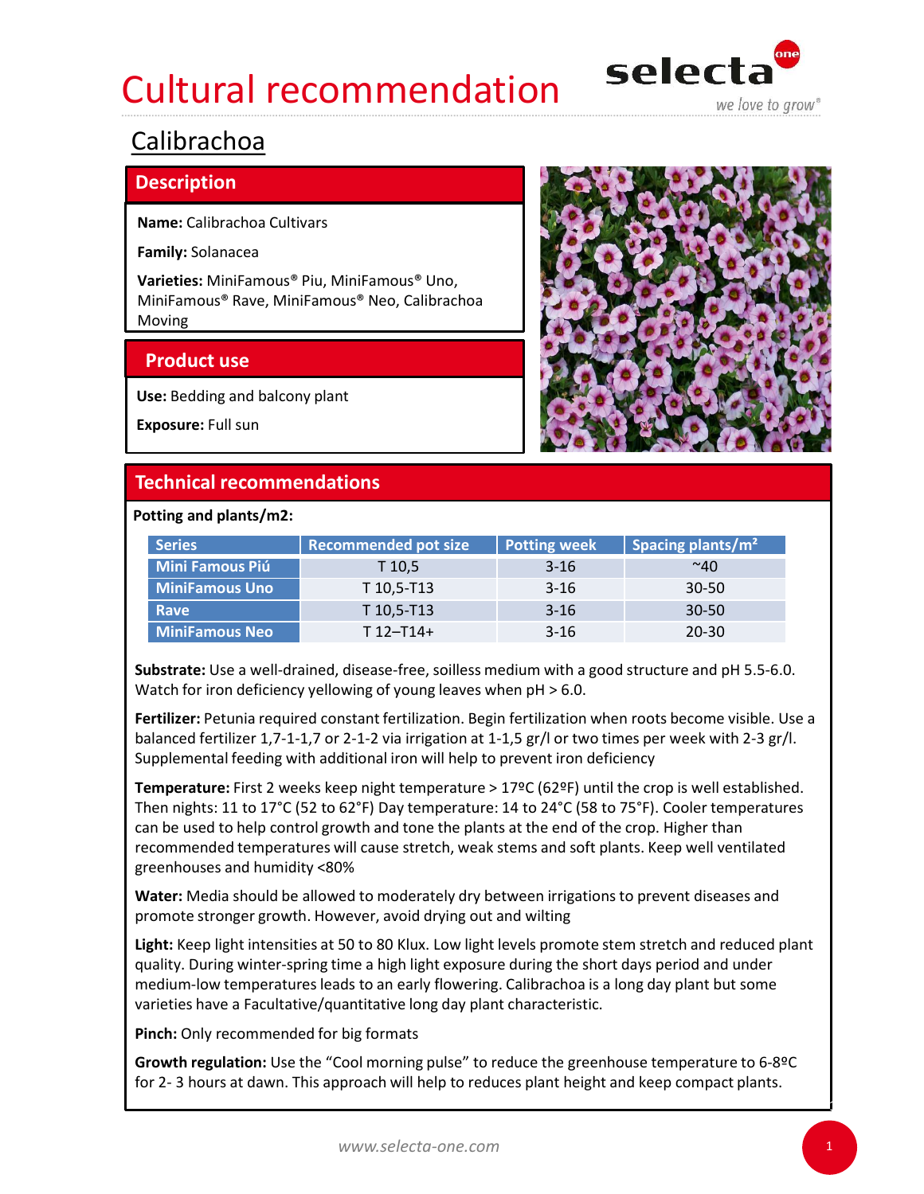# Cultural recommendation

## Calibrachoa

### Description

**Name:** Calibrachoa Cultivars

**Family:** Solanacea

**Varieties:** MiniFamous® Piu, MiniFamous® Uno, MiniFamous® Rave, MiniFamous® Neo, Calibrachoa Moving

### Product use

**Use:** Bedding and balcony plant

**Exposure:** Full sun

### Technical recommendations

**Potting and plants/m2:**

| Series | Recommended pot size | Potting week | Spacing plants/m² |
|---|---|---|---|
| Mini Famous Piú | T 10,5 | 3-16 | ~40 |
| MiniFamous Uno | T 10,5-T13 | 3-16 | 30-50 |
| Rave | T 10,5-T13 | 3-16 | 30-50 |
| MiniFamous Neo | T 12–T14+ | 3-16 | 20-30 |

**Substrate:** Use a well-drained, disease-free, soilless medium with a good structure and pH 5.5-6.0. Watch for iron deficiency yellowing of young leaves when pH > 6.0.

**Fertilizer:** Petunia required constant fertilization. Begin fertilization when roots become visible. Use a balanced fertilizer 1,7-1-1,7 or 2-1-2 via irrigation at 1-1,5 gr/l or two times per week with 2-3 gr/l. Supplemental feeding with additional iron will help to prevent iron deficiency

**Temperature:** First 2 weeks keep night temperature > 17ºC (62ºF) until the crop is well established. Then nights: 11 to 17°C (52 to 62°F) Day temperature: 14 to 24°C (58 to 75°F). Cooler temperatures can be used to help control growth and tone the plants at the end of the crop. Higher than recommended temperatures will cause stretch, weak stems and soft plants. Keep well ventilated greenhouses and humidity <80%

**Water:** Media should be allowed to moderately dry between irrigations to prevent diseases and promote stronger growth. However, avoid drying out and wilting

**Light:** Keep light intensities at 50 to 80 Klux. Low light levels promote stem stretch and reduced plant quality. During winter-spring time a high light exposure during the short days period and under medium-low temperatures leads to an early flowering. Calibrachoa is a long day plant but some varieties have a Facultative/quantitative long day plant characteristic.

**Pinch:** Only recommended for big formats

**Growth regulation:** Use the "Cool morning pulse" to reduce the greenhouse temperature to 6-8ºC for 2- 3 hours at dawn. This approach will help to reduces plant height and keep compact plants.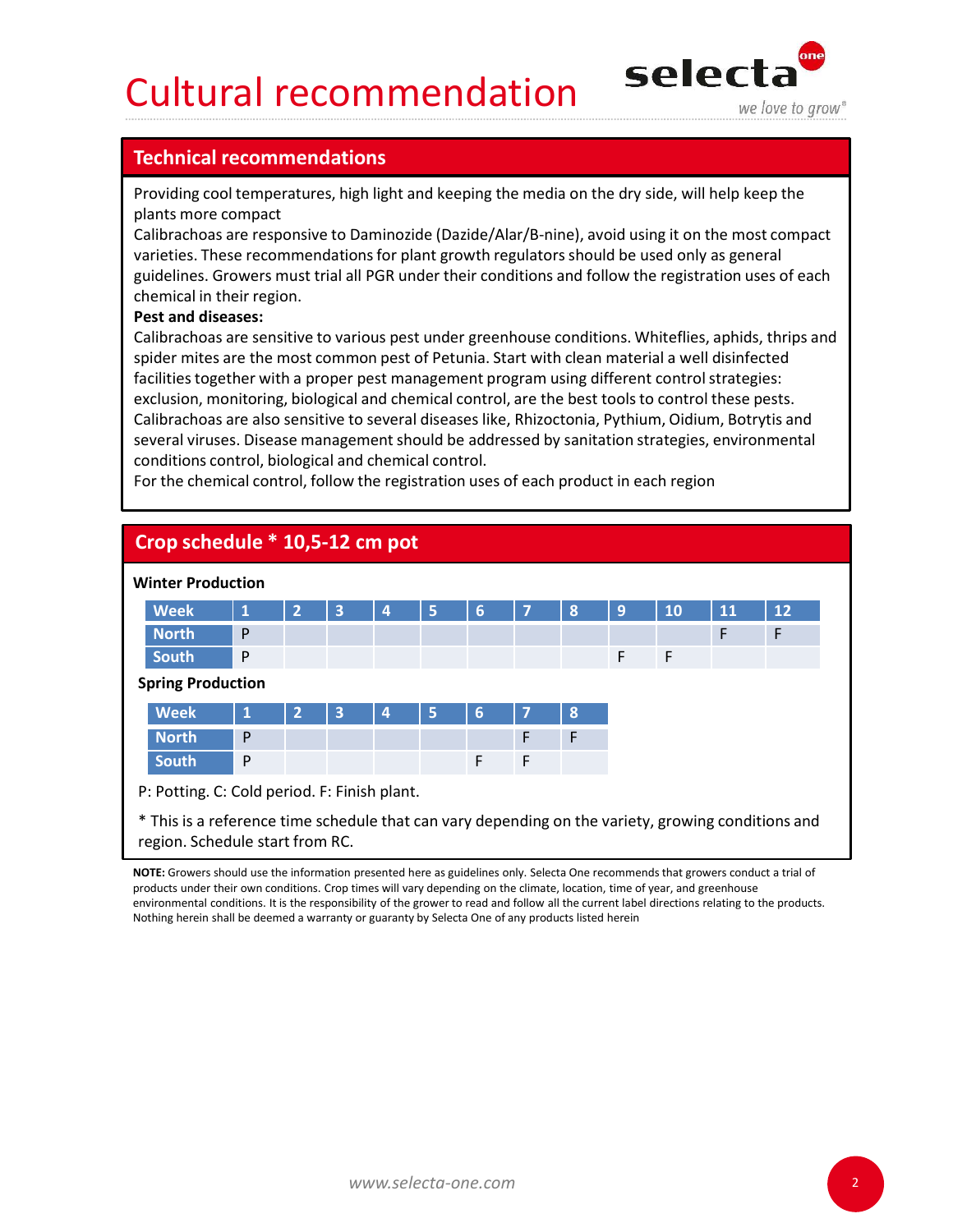# Cultural recommendation

## Technical recommendations

Providing cool temperatures, high light and keeping the media on the dry side, will help keep the plants more compact

Calibrachoas are responsive to Daminozide (Dazide/Alar/B-nine), avoid using it on the most compact varieties. These recommendations for plant growth regulators should be used only as general guidelines. Growers must trial all PGR under their conditions and follow the registration uses of each chemical in their region.

**Pest and diseases:**

Calibrachoas are sensitive to various pest under greenhouse conditions. Whiteflies, aphids, thrips and spider mites are the most common pest of Petunia. Start with clean material a well disinfected facilities together with a proper pest management program using different control strategies: exclusion, monitoring, biological and chemical control, are the best tools to control these pests. Calibrachoas are also sensitive to several diseases like, Rhizoctonia, Pythium, Oidium, Botrytis and several viruses. Disease management should be addressed by sanitation strategies, environmental conditions control, biological and chemical control.

For the chemical control, follow the registration uses of each product in each region

## Crop schedule * 10,5-12 cm pot

**Winter Production**

| Week | 1 | 2 | 3 | 4 | 5 | 6 | 7 | 8 | 9 | 10 | 11 | 12 |
|---|---|---|---|---|---|---|---|---|---|---|---|---|
| North | P | | | | | | | | | | F | F |
| South | P | | | | | | | | F | F | | |

**Spring Production**

| Week | 1 | 2 | 3 | 4 | 5 | 6 | 7 | 8 |
|---|---|---|---|---|---|---|---|---|
| North | P | | | | | | F | F |
| South | P | | | | | F | F | |

P: Potting. C: Cold period. F: Finish plant.

* This is a reference time schedule that can vary depending on the variety, growing conditions and region. Schedule start from RC.

**NOTE:** Growers should use the information presented here as guidelines only. Selecta One recommends that growers conduct a trial of products under their own conditions. Crop times will vary depending on the climate, location, time of year, and greenhouse environmental conditions. It is the responsibility of the grower to read and follow all the current label directions relating to the products. Nothing herein shall be deemed a warranty or guaranty by Selecta One of any products listed herein